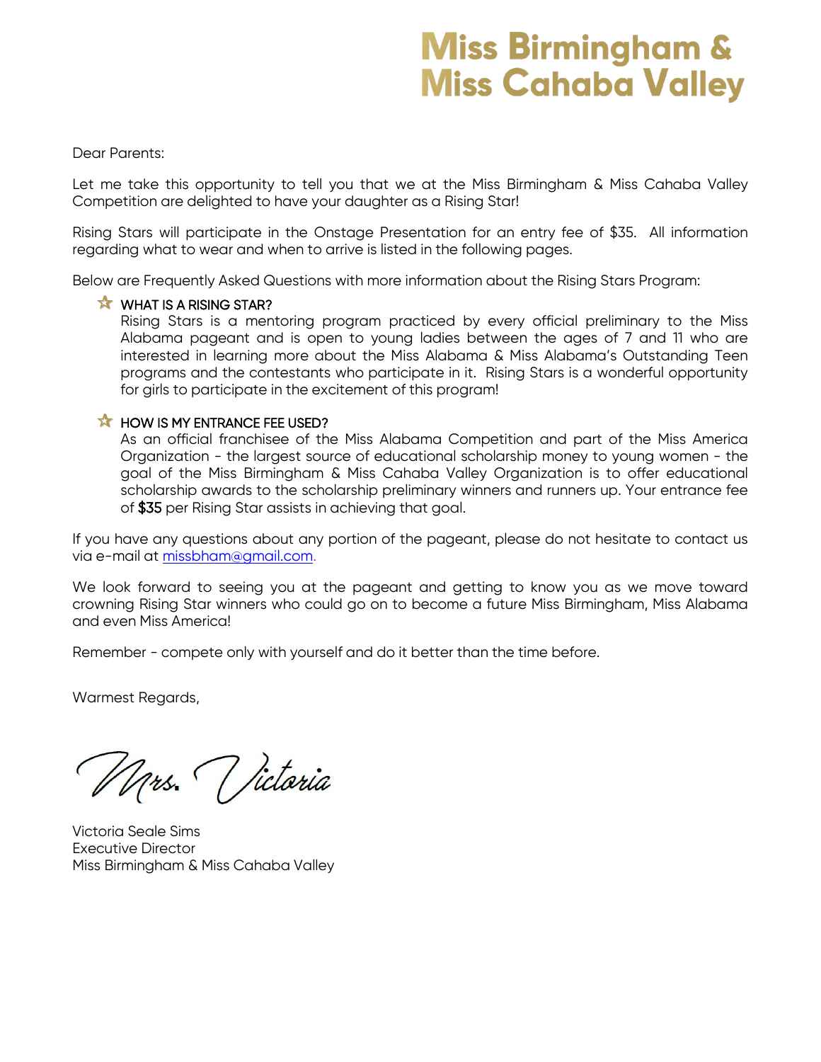# Miss Birmingham & Miss Cahaba Valley

Dear Parents:

Let me take this opportunity to tell you that we at the Miss Birmingham & Miss Cahaba Valley Competition are delighted to have your daughter as a Rising Star!

Rising Stars will participate in the Onstage Presentation for an entry fee of $35. All information regarding what to wear and when to arrive is listed in the following pages.

Below are Frequently Asked Questions with more information about the Rising Stars Program:

- **WHAT IS A RISING STAR?**
  Rising Stars is a mentoring program practiced by every official preliminary to the Miss Alabama pageant and is open to young ladies between the ages of 7 and 11 who are interested in learning more about the Miss Alabama & Miss Alabama's Outstanding Teen programs and the contestants who participate in it. Rising Stars is a wonderful opportunity for girls to participate in the excitement of this program!

- **HOW IS MY ENTRANCE FEE USED?**
  As an official franchisee of the Miss Alabama Competition and part of the Miss America Organization - the largest source of educational scholarship money to young women - the goal of the Miss Birmingham & Miss Cahaba Valley Organization is to offer educational scholarship awards to the scholarship preliminary winners and runners up. Your entrance fee of $35 per Rising Star assists in achieving that goal.

If you have any questions about any portion of the pageant, please do not hesitate to contact us via e-mail at missbham@gmail.com.

We look forward to seeing you at the pageant and getting to know you as we move toward crowning Rising Star winners who could go on to become a future Miss Birmingham, Miss Alabama and even Miss America!

Remember - compete only with yourself and do it better than the time before.

Warmest Regards,

Mrs. Victoria

Victoria Seale Sims
Executive Director
Miss Birmingham & Miss Cahaba Valley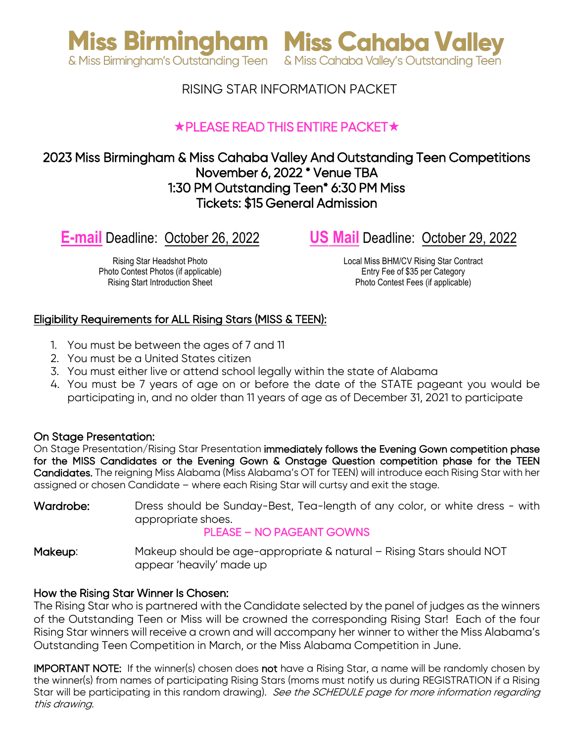# Miss Birmingham & Miss Birmingham's Outstanding Teen  Miss Cahaba Valley & Miss Cahaba Valley's Outstanding Teen

## RISING STAR INFORMATION PACKET

**★PLEASE READ THIS ENTIRE PACKET★**

### 2023 Miss Birmingham & Miss Cahaba Valley And Outstanding Teen Competitions
### November 6, 2022 * Venue TBA
### 1:30 PM Outstanding Teen* 6:30 PM Miss
### Tickets: $15 General Admission

**E-mail** Deadline: October 26, 2022

Rising Star Headshot Photo
Photo Contest Photos (if applicable)
Rising Start Introduction Sheet

**US Mail** Deadline: October 29, 2022

Local Miss BHM/CV Rising Star Contract
Entry Fee of $35 per Category
Photo Contest Fees (if applicable)

**Eligibility Requirements for ALL Rising Stars (MISS & TEEN):**

1. You must be between the ages of 7 and 11
2. You must be a United States citizen
3. You must either live or attend school legally within the state of Alabama
4. You must be 7 years of age on or before the date of the STATE pageant you would be participating in, and no older than 11 years of age as of December 31, 2021 to participate

**On Stage Presentation:**
On Stage Presentation/Rising Star Presentation **immediately follows the Evening Gown competition phase for the MISS Candidates or the Evening Gown & Onstage Question competition phase for the TEEN Candidates.** The reigning Miss Alabama (Miss Alabama's OT for TEEN) will introduce each Rising Star with her assigned or chosen Candidate – where each Rising Star will curtsy and exit the stage.

**Wardrobe:** Dress should be Sunday-Best, Tea-length of any color, or white dress - with appropriate shoes.
PLEASE – NO PAGEANT GOWNS

**Makeup:** Makeup should be age-appropriate & natural – Rising Stars should NOT appear 'heavily' made up

**How the Rising Star Winner Is Chosen:**
The Rising Star who is partnered with the Candidate selected by the panel of judges as the winners of the Outstanding Teen or Miss will be crowned the corresponding Rising Star! Each of the four Rising Star winners will receive a crown and will accompany her winner to wither the Miss Alabama's Outstanding Teen Competition in March, or the Miss Alabama Competition in June.

**IMPORTANT NOTE:** If the winner(s) chosen does **not** have a Rising Star, a name will be randomly chosen by the winner(s) from names of participating Rising Stars (moms must notify us during REGISTRATION if a Rising Star will be participating in this random drawing). *See the SCHEDULE page for more information regarding this drawing.*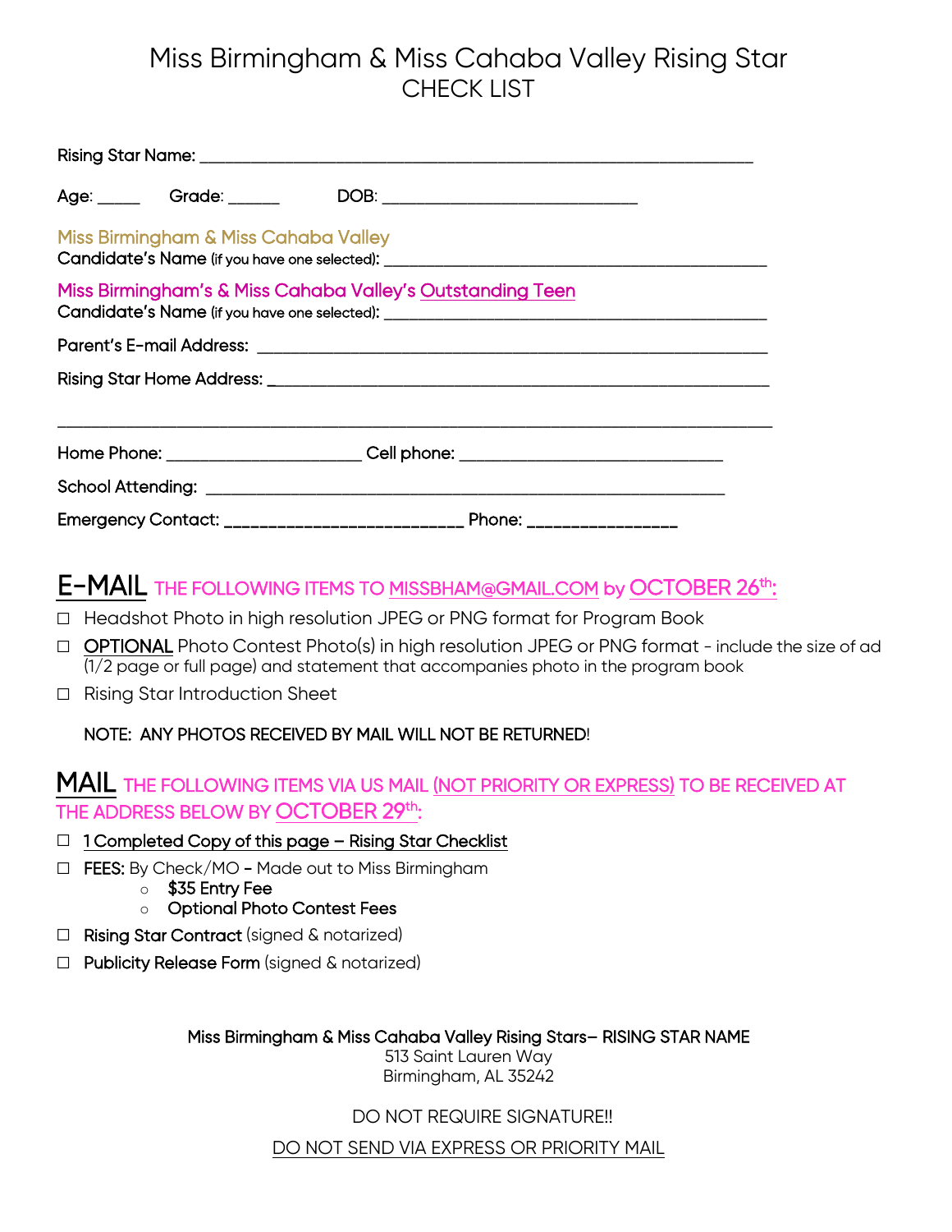# Miss Birmingham & Miss Cahaba Valley Rising Star
## CHECK LIST

Rising Star Name: ___________________________________________________________

Age: _____ Grade: ______ DOB: ____________________________

Miss Birmingham & Miss Cahaba Valley
Candidate's Name (if you have one selected): ________________________________________

Miss Birmingham's & Miss Cahaba Valley's Outstanding Teen
Candidate's Name (if you have one selected): ________________________________________

Parent's E-mail Address: ________________________________________________________

Rising Star Home Address: _______________________________________________________

______________________________________________________________________________

Home Phone: ______________________ Cell phone: _____________________________

School Attending: ________________________________________________________

Emergency Contact: ___________________________ Phone: _________________

## E-MAIL THE FOLLOWING ITEMS TO MISSBHAM@GMAIL.COM by OCTOBER 26th:

- ☐ Headshot Photo in high resolution JPEG or PNG format for Program Book
- ☐ OPTIONAL Photo Contest Photo(s) in high resolution JPEG or PNG format - include the size of ad (1/2 page or full page) and statement that accompanies photo in the program book
- ☐ Rising Star Introduction Sheet

NOTE: ANY PHOTOS RECEIVED BY MAIL WILL NOT BE RETURNED!

## MAIL THE FOLLOWING ITEMS VIA US MAIL (NOT PRIORITY OR EXPRESS) TO BE RECEIVED AT THE ADDRESS BELOW BY OCTOBER 29th:

- ☐ 1 Completed Copy of this page – Rising Star Checklist
- ☐ **FEES:** By Check/MO – Made out to Miss Birmingham
  - **$35 Entry Fee**
  - **Optional Photo Contest Fees**
- ☐ **Rising Star Contract** (signed & notarized)
- ☐ **Publicity Release Form** (signed & notarized)

Miss Birmingham & Miss Cahaba Valley Rising Stars– RISING STAR NAME
513 Saint Lauren Way
Birmingham, AL 35242

DO NOT REQUIRE SIGNATURE!!

DO NOT SEND VIA EXPRESS OR PRIORITY MAIL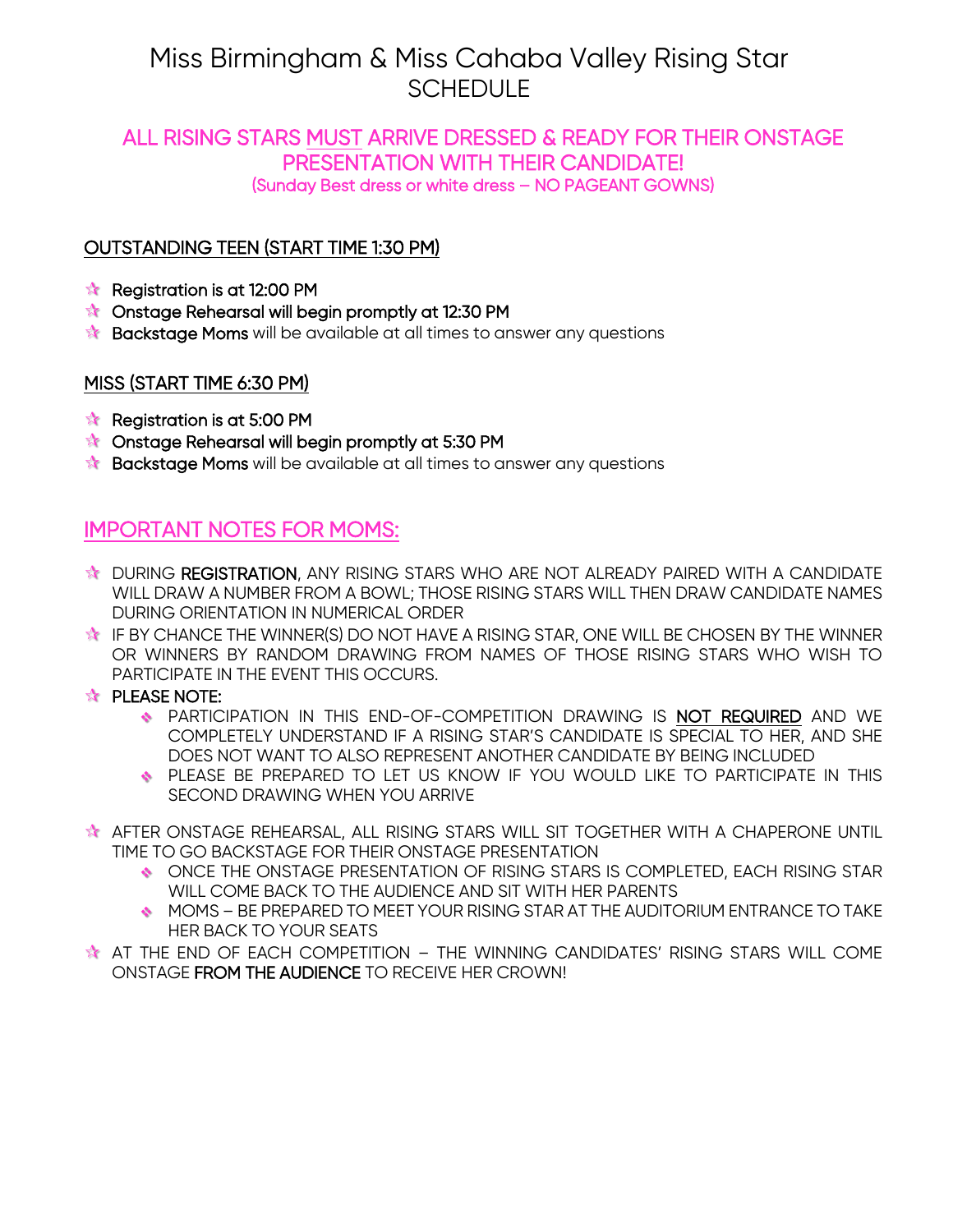# Miss Birmingham & Miss Cahaba Valley Rising Star
## SCHEDULE

**ALL RISING STARS MUST ARRIVE DRESSED & READY FOR THEIR ONSTAGE PRESENTATION WITH THEIR CANDIDATE!**
(Sunday Best dress or white dress – NO PAGEANT GOWNS)

### OUTSTANDING TEEN (START TIME 1:30 PM)

- **Registration is at 12:00 PM**
- **Onstage Rehearsal will begin promptly at 12:30 PM**
- **Backstage Moms** will be available at all times to answer any questions

### MISS (START TIME 6:30 PM)

- **Registration is at 5:00 PM**
- **Onstage Rehearsal will begin promptly at 5:30 PM**
- **Backstage Moms** will be available at all times to answer any questions

## IMPORTANT NOTES FOR MOMS:

- DURING **REGISTRATION**, ANY RISING STARS WHO ARE NOT ALREADY PAIRED WITH A CANDIDATE WILL DRAW A NUMBER FROM A BOWL; THOSE RISING STARS WILL THEN DRAW CANDIDATE NAMES DURING ORIENTATION IN NUMERICAL ORDER
- IF BY CHANCE THE WINNER(S) DO NOT HAVE A RISING STAR, ONE WILL BE CHOSEN BY THE WINNER OR WINNERS BY RANDOM DRAWING FROM NAMES OF THOSE RISING STARS WHO WISH TO PARTICIPATE IN THE EVENT THIS OCCURS.
- **PLEASE NOTE:**
  - PARTICIPATION IN THIS END-OF-COMPETITION DRAWING IS **NOT REQUIRED** AND WE COMPLETELY UNDERSTAND IF A RISING STAR'S CANDIDATE IS SPECIAL TO HER, AND SHE DOES NOT WANT TO ALSO REPRESENT ANOTHER CANDIDATE BY BEING INCLUDED
  - PLEASE BE PREPARED TO LET US KNOW IF YOU WOULD LIKE TO PARTICIPATE IN THIS SECOND DRAWING WHEN YOU ARRIVE
- AFTER ONSTAGE REHEARSAL, ALL RISING STARS WILL SIT TOGETHER WITH A CHAPERONE UNTIL TIME TO GO BACKSTAGE FOR THEIR ONSTAGE PRESENTATION
  - ONCE THE ONSTAGE PRESENTATION OF RISING STARS IS COMPLETED, EACH RISING STAR WILL COME BACK TO THE AUDIENCE AND SIT WITH HER PARENTS
  - MOMS – BE PREPARED TO MEET YOUR RISING STAR AT THE AUDITORIUM ENTRANCE TO TAKE HER BACK TO YOUR SEATS
- AT THE END OF EACH COMPETITION – THE WINNING CANDIDATES' RISING STARS WILL COME ONSTAGE **FROM THE AUDIENCE** TO RECEIVE HER CROWN!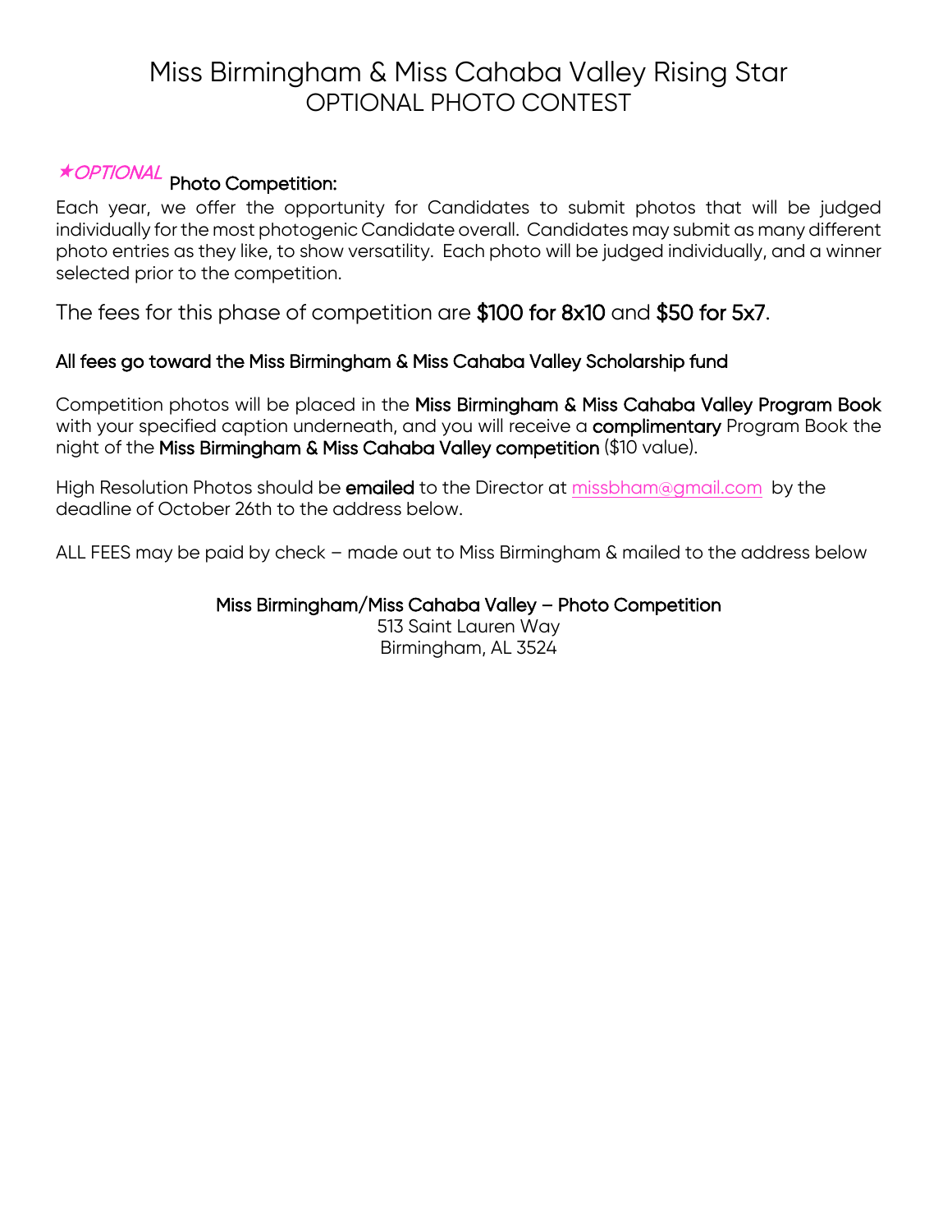# Miss Birmingham & Miss Cahaba Valley Rising Star
## OPTIONAL PHOTO CONTEST

### ★*OPTIONAL* Photo Competition:

Each year, we offer the opportunity for Candidates to submit photos that will be judged individually for the most photogenic Candidate overall. Candidates may submit as many different photo entries as they like, to show versatility. Each photo will be judged individually, and a winner selected prior to the competition.

The fees for this phase of competition are **$100 for 8x10** and **$50 for 5x7**.

**All fees go toward the Miss Birmingham & Miss Cahaba Valley Scholarship fund**

Competition photos will be placed in the **Miss Birmingham & Miss Cahaba Valley Program Book** with your specified caption underneath, and you will receive a **complimentary** Program Book the night of the **Miss Birmingham & Miss Cahaba Valley competition** ($10 value).

High Resolution Photos should be **emailed** to the Director at missbham@gmail.com by the deadline of October 26th to the address below.

ALL FEES may be paid by check – made out to Miss Birmingham & mailed to the address below

**Miss Birmingham/Miss Cahaba Valley – Photo Competition**
513 Saint Lauren Way
Birmingham, AL 3524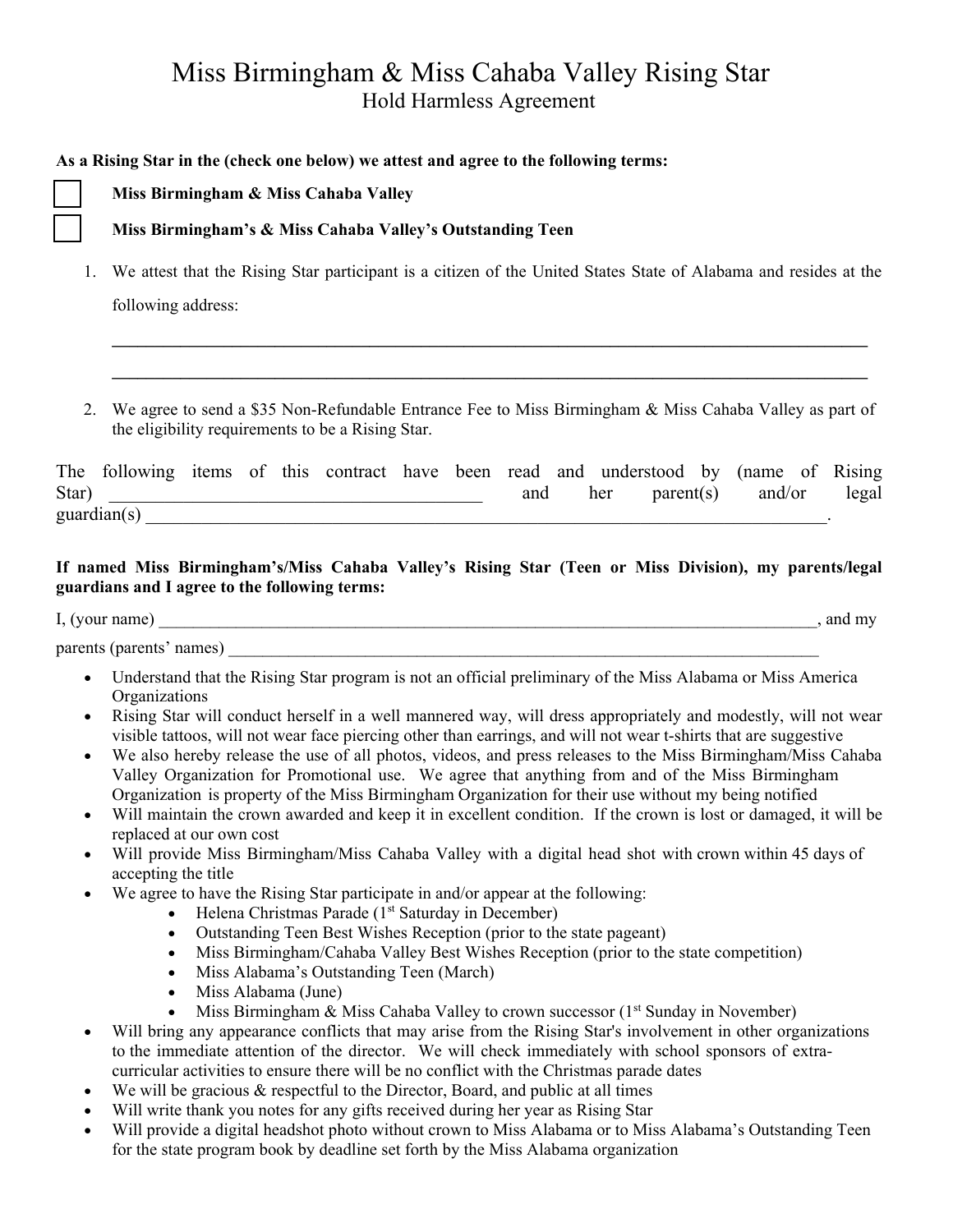# Miss Birmingham & Miss Cahaba Valley Rising Star

## Hold Harmless Agreement

**As a Rising Star in the (check one below) we attest and agree to the following terms:**

☐ **Miss Birmingham & Miss Cahaba Valley**

☐ **Miss Birmingham's & Miss Cahaba Valley's Outstanding Teen**

1. We attest that the Rising Star participant is a citizen of the United States State of Alabama and resides at the following address:

   ______________________________________________________________________________

   ______________________________________________________________________________

2. We agree to send a $35 Non-Refundable Entrance Fee to Miss Birmingham & Miss Cahaba Valley as part of the eligibility requirements to be a Rising Star.

The following items of this contract have been read and understood by (name of Rising Star) ________________________________________ and her parent(s) and/or legal guardian(s) ______________________________________________________________________.

**If named Miss Birmingham's/Miss Cahaba Valley's Rising Star (Teen or Miss Division), my parents/legal guardians and I agree to the following terms:**

I, (your name) ______________________________________________________________________, and my

parents (parents' names) _________________________________________________________________

- Understand that the Rising Star program is not an official preliminary of the Miss Alabama or Miss America Organizations
- Rising Star will conduct herself in a well mannered way, will dress appropriately and modestly, will not wear visible tattoos, will not wear face piercing other than earrings, and will not wear t-shirts that are suggestive
- We also hereby release the use of all photos, videos, and press releases to the Miss Birmingham/Miss Cahaba Valley Organization for Promotional use. We agree that anything from and of the Miss Birmingham Organization is property of the Miss Birmingham Organization for their use without my being notified
- Will maintain the crown awarded and keep it in excellent condition. If the crown is lost or damaged, it will be replaced at our own cost
- Will provide Miss Birmingham/Miss Cahaba Valley with a digital head shot with crown within 45 days of accepting the title
- We agree to have the Rising Star participate in and/or appear at the following:
  - Helena Christmas Parade (1st Saturday in December)
  - Outstanding Teen Best Wishes Reception (prior to the state pageant)
  - Miss Birmingham/Cahaba Valley Best Wishes Reception (prior to the state competition)
  - Miss Alabama's Outstanding Teen (March)
  - Miss Alabama (June)
  - Miss Birmingham & Miss Cahaba Valley to crown successor (1st Sunday in November)
- Will bring any appearance conflicts that may arise from the Rising Star's involvement in other organizations to the immediate attention of the director. We will check immediately with school sponsors of extra-curricular activities to ensure there will be no conflict with the Christmas parade dates
- We will be gracious & respectful to the Director, Board, and public at all times
- Will write thank you notes for any gifts received during her year as Rising Star
- Will provide a digital headshot photo without crown to Miss Alabama or to Miss Alabama's Outstanding Teen for the state program book by deadline set forth by the Miss Alabama organization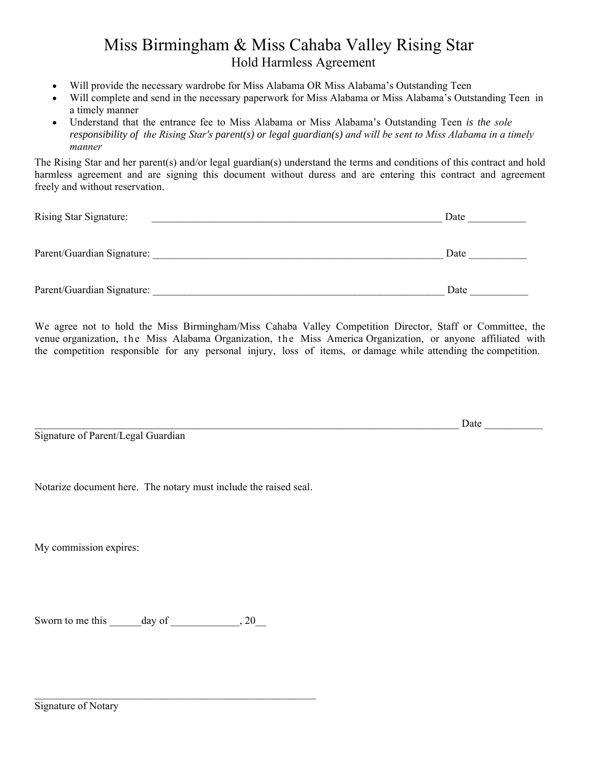# Miss Birmingham & Miss Cahaba Valley Rising Star

## Hold Harmless Agreement

- Will provide the necessary wardrobe for Miss Alabama OR Miss Alabama's Outstanding Teen
- Will complete and send in the necessary paperwork for Miss Alabama or Miss Alabama's Outstanding Teen in a timely manner
- Understand that the entrance fee to Miss Alabama or Miss Alabama's Outstanding Teen *is the sole responsibility of the Rising Star's parent(s) or legal guardian(s) and will be sent to Miss Alabama in a timely manner*

The Rising Star and her parent(s) and/or legal guardian(s) understand the terms and conditions of this contract and hold harmless agreement and are signing this document without duress and are entering this contract and agreement freely and without reservation.

Rising Star Signature: ________________________________________________________ Date ___________

Parent/Guardian Signature: ________________________________________________________ Date ___________

Parent/Guardian Signature: ________________________________________________________ Date ___________

We agree not to hold the Miss Birmingham/Miss Cahaba Valley Competition Director, Staff or Committee, the venue organization, the Miss Alabama Organization, the Miss America Organization, or anyone affiliated with the competition responsible for any personal injury, loss of items, or damage while attending the competition.

________________________________________________________________________________ Date ___________

Signature of Parent/Legal Guardian

Notarize document here. The notary must include the raised seal.

My commission expires:

Sworn to me this ______day of _____________, 20__

______________________________________________________

Signature of Notary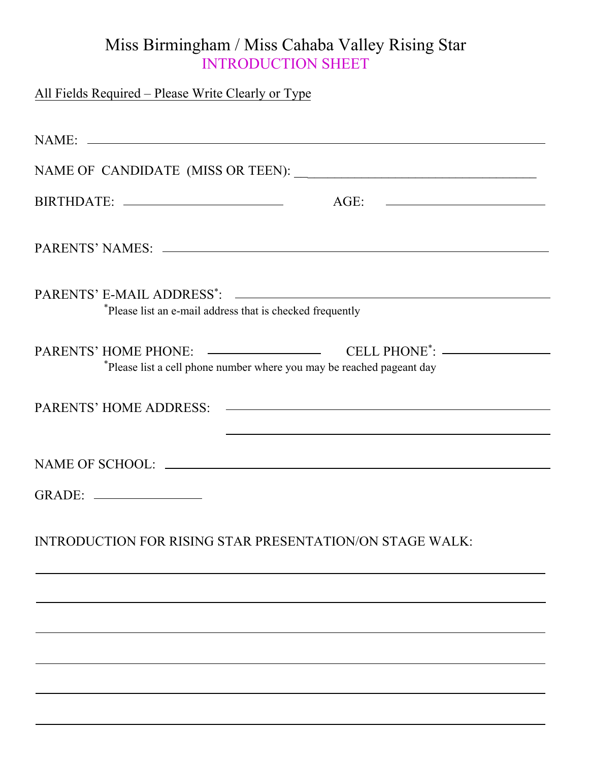# Miss Birmingham / Miss Cahaba Valley Rising Star

## INTRODUCTION SHEET

<u>All Fields Required – Please Write Clearly or Type</u>

NAME: ______________________________________________________________

NAME OF CANDIDATE (MISS OR TEEN): ____________________________________

BIRTHDATE: ______________________ AGE: ______________________

PARENTS' NAMES: ______________________________________________________

PARENTS' E-MAIL ADDRESS*: ____________________________________________

*Please list an e-mail address that is checked frequently

PARENTS' HOME PHONE: ________________ CELL PHONE*: ________________

*Please list a cell phone number where you may be reached pageant day

PARENTS' HOME ADDRESS: ______________________________________________

______________________________________________

NAME OF SCHOOL: ____________________________________________________

GRADE: ________________

INTRODUCTION FOR RISING STAR PRESENTATION/ON STAGE WALK:

______________________________________________________________________

______________________________________________________________________

______________________________________________________________________

______________________________________________________________________

______________________________________________________________________

______________________________________________________________________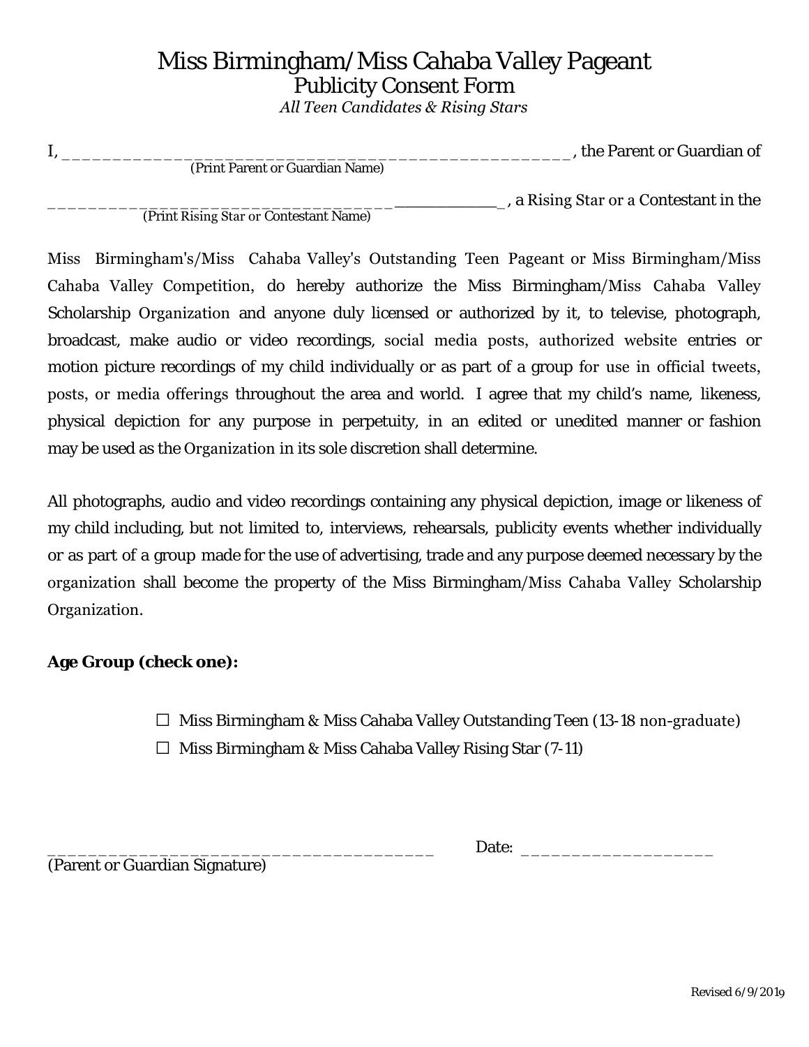# Miss Birmingham/Miss Cahaba Valley Pageant
## Publicity Consent Form
*All Teen Candidates & Rising Stars*

I, ______________________________________________________, the Parent or Guardian of
(Print Parent or Guardian Name)

______________________________________________________, a Rising Star or a Contestant in the
(Print Rising Star or Contestant Name)

Miss Birmingham's/Miss Cahaba Valley's Outstanding Teen Pageant or Miss Birmingham/Miss Cahaba Valley Competition, do hereby authorize the Miss Birmingham/Miss Cahaba Valley Scholarship Organization and anyone duly licensed or authorized by it, to televise, photograph, broadcast, make audio or video recordings, social media posts, authorized website entries or motion picture recordings of my child individually or as part of a group for use in official tweets, posts, or media offerings throughout the area and world. I agree that my child's name, likeness, physical depiction for any purpose in perpetuity, in an edited or unedited manner or fashion may be used as the Organization in its sole discretion shall determine.

All photographs, audio and video recordings containing any physical depiction, image or likeness of my child including, but not limited to, interviews, rehearsals, publicity events whether individually or as part of a group made for the use of advertising, trade and any purpose deemed necessary by the organization shall become the property of the Miss Birmingham/Miss Cahaba Valley Scholarship Organization.

**Age Group (check one):**

☐ Miss Birmingham & Miss Cahaba Valley Outstanding Teen (13-18 non-graduate)

☐ Miss Birmingham & Miss Cahaba Valley Rising Star (7-11)

________________________________________ Date: ____________________
(Parent or Guardian Signature)

Revised 6/9/2019